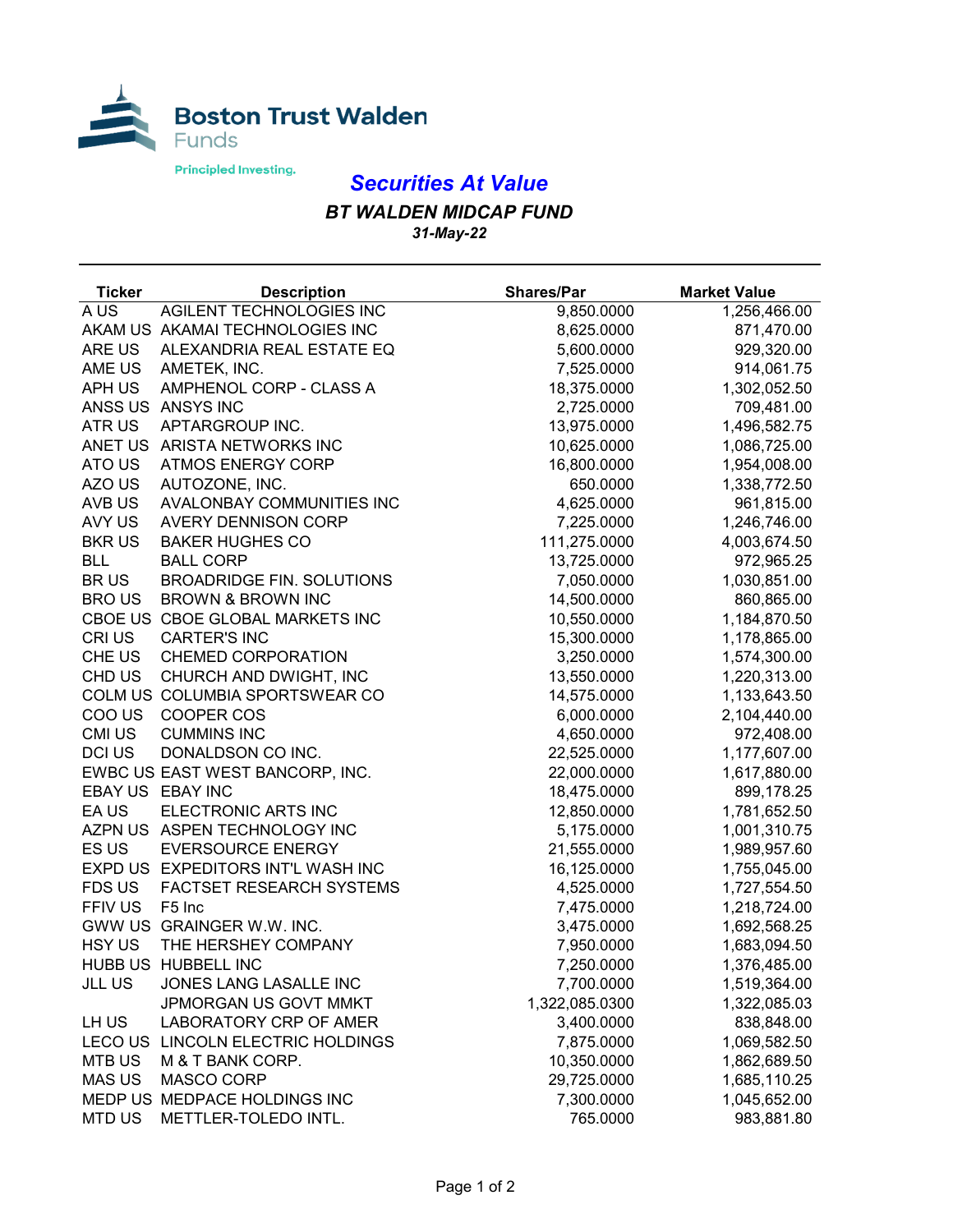Boston Trust Walden Funds

Principled Investing.

# Securities At Value

## BT WALDEN MIDCAP FUND

*31-May-22*

| Ticker | Description | Shares/Par | Market Value |
|---|---|---|---|
| A US | AGILENT TECHNOLOGIES INC | 9,850.0000 | 1,256,466.00 |
| AKAM US | AKAMAI TECHNOLOGIES INC | 8,625.0000 | 871,470.00 |
| ARE US | ALEXANDRIA REAL ESTATE EQ | 5,600.0000 | 929,320.00 |
| AME US | AMETEK, INC. | 7,525.0000 | 914,061.75 |
| APH US | AMPHENOL CORP - CLASS A | 18,375.0000 | 1,302,052.50 |
| ANSS US | ANSYS INC | 2,725.0000 | 709,481.00 |
| ATR US | APTARGROUP INC. | 13,975.0000 | 1,496,582.75 |
| ANET US | ARISTA NETWORKS INC | 10,625.0000 | 1,086,725.00 |
| ATO US | ATMOS ENERGY CORP | 16,800.0000 | 1,954,008.00 |
| AZO US | AUTOZONE, INC. | 650.0000 | 1,338,772.50 |
| AVB US | AVALONBAY COMMUNITIES INC | 4,625.0000 | 961,815.00 |
| AVY US | AVERY DENNISON CORP | 7,225.0000 | 1,246,746.00 |
| BKR US | BAKER HUGHES CO | 111,275.0000 | 4,003,674.50 |
| BLL | BALL CORP | 13,725.0000 | 972,965.25 |
| BR US | BROADRIDGE FIN. SOLUTIONS | 7,050.0000 | 1,030,851.00 |
| BRO US | BROWN & BROWN INC | 14,500.0000 | 860,865.00 |
| CBOE US | CBOE GLOBAL MARKETS INC | 10,550.0000 | 1,184,870.50 |
| CRI US | CARTER'S INC | 15,300.0000 | 1,178,865.00 |
| CHE US | CHEMED CORPORATION | 3,250.0000 | 1,574,300.00 |
| CHD US | CHURCH AND DWIGHT, INC | 13,550.0000 | 1,220,313.00 |
| COLM US | COLUMBIA SPORTSWEAR CO | 14,575.0000 | 1,133,643.50 |
| COO US | COOPER COS | 6,000.0000 | 2,104,440.00 |
| CMI US | CUMMINS INC | 4,650.0000 | 972,408.00 |
| DCI US | DONALDSON CO INC. | 22,525.0000 | 1,177,607.00 |
| EWBC US | EAST WEST BANCORP, INC. | 22,000.0000 | 1,617,880.00 |
| EBAY US | EBAY INC | 18,475.0000 | 899,178.25 |
| EA US | ELECTRONIC ARTS INC | 12,850.0000 | 1,781,652.50 |
| AZPN US | ASPEN TECHNOLOGY INC | 5,175.0000 | 1,001,310.75 |
| ES US | EVERSOURCE ENERGY | 21,555.0000 | 1,989,957.60 |
| EXPD US | EXPEDITORS INT'L WASH INC | 16,125.0000 | 1,755,045.00 |
| FDS US | FACTSET RESEARCH SYSTEMS | 4,525.0000 | 1,727,554.50 |
| FFIV US | F5 Inc | 7,475.0000 | 1,218,724.00 |
| GWW US | GRAINGER W.W. INC. | 3,475.0000 | 1,692,568.25 |
| HSY US | THE HERSHEY COMPANY | 7,950.0000 | 1,683,094.50 |
| HUBB US | HUBBELL INC | 7,250.0000 | 1,376,485.00 |
| JLL US | JONES LANG LASALLE INC | 7,700.0000 | 1,519,364.00 |
| | JPMORGAN US GOVT MMKT | 1,322,085.0300 | 1,322,085.03 |
| LH US | LABORATORY CRP OF AMER | 3,400.0000 | 838,848.00 |
| LECO US | LINCOLN ELECTRIC HOLDINGS | 7,875.0000 | 1,069,582.50 |
| MTB US | M & T BANK CORP. | 10,350.0000 | 1,862,689.50 |
| MAS US | MASCO CORP | 29,725.0000 | 1,685,110.25 |
| MEDP US | MEDPACE HOLDINGS INC | 7,300.0000 | 1,045,652.00 |
| MTD US | METTLER-TOLEDO INTL. | 765.0000 | 983,881.80 |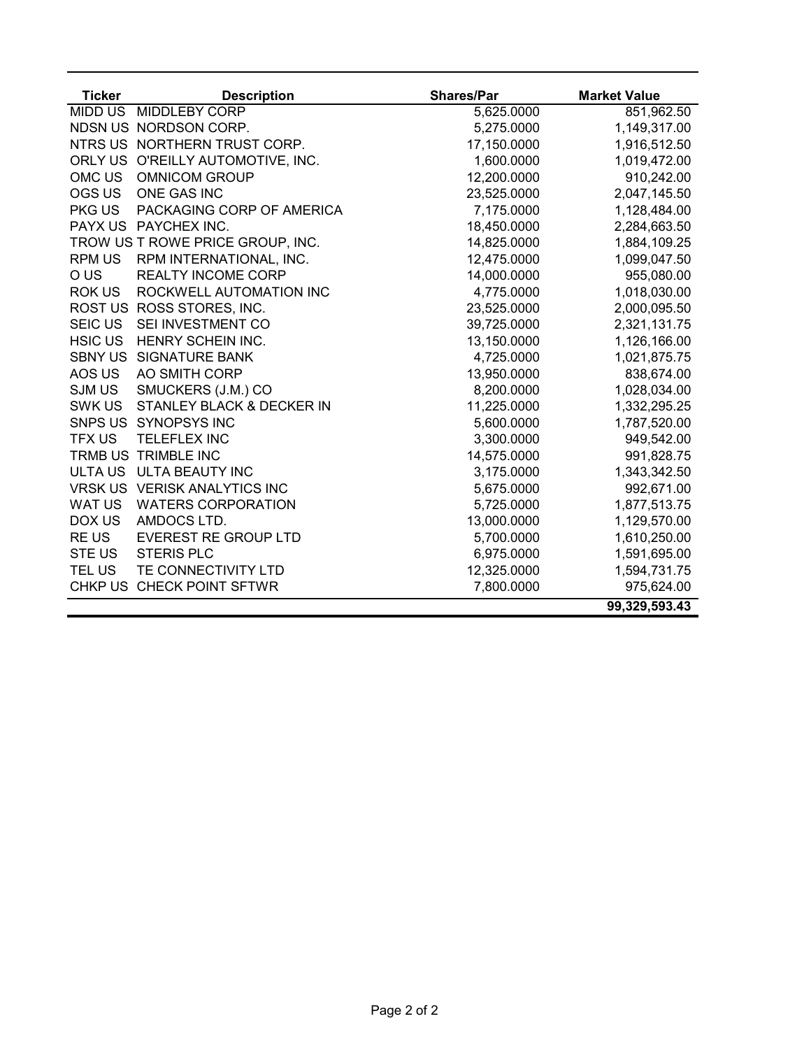| Ticker | Description | Shares/Par | Market Value |
|---|---|---|---|
| MIDD US | MIDDLEBY CORP | 5,625.0000 | 851,962.50 |
| NDSN US | NORDSON CORP. | 5,275.0000 | 1,149,317.00 |
| NTRS US | NORTHERN TRUST CORP. | 17,150.0000 | 1,916,512.50 |
| ORLY US | O'REILLY AUTOMOTIVE, INC. | 1,600.0000 | 1,019,472.00 |
| OMC US | OMNICOM GROUP | 12,200.0000 | 910,242.00 |
| OGS US | ONE GAS INC | 23,525.0000 | 2,047,145.50 |
| PKG US | PACKAGING CORP OF AMERICA | 7,175.0000 | 1,128,484.00 |
| PAYX US | PAYCHEX INC. | 18,450.0000 | 2,284,663.50 |
| TROW US | T ROWE PRICE GROUP, INC. | 14,825.0000 | 1,884,109.25 |
| RPM US | RPM INTERNATIONAL, INC. | 12,475.0000 | 1,099,047.50 |
| O US | REALTY INCOME CORP | 14,000.0000 | 955,080.00 |
| ROK US | ROCKWELL AUTOMATION INC | 4,775.0000 | 1,018,030.00 |
| ROST US | ROSS STORES, INC. | 23,525.0000 | 2,000,095.50 |
| SEIC US | SEI INVESTMENT CO | 39,725.0000 | 2,321,131.75 |
| HSIC US | HENRY SCHEIN INC. | 13,150.0000 | 1,126,166.00 |
| SBNY US | SIGNATURE BANK | 4,725.0000 | 1,021,875.75 |
| AOS US | AO SMITH CORP | 13,950.0000 | 838,674.00 |
| SJM US | SMUCKERS (J.M.) CO | 8,200.0000 | 1,028,034.00 |
| SWK US | STANLEY BLACK & DECKER IN | 11,225.0000 | 1,332,295.25 |
| SNPS US | SYNOPSYS INC | 5,600.0000 | 1,787,520.00 |
| TFX US | TELEFLEX INC | 3,300.0000 | 949,542.00 |
| TRMB US | TRIMBLE INC | 14,575.0000 | 991,828.75 |
| ULTA US | ULTA BEAUTY INC | 3,175.0000 | 1,343,342.50 |
| VRSK US | VERISK ANALYTICS INC | 5,675.0000 | 992,671.00 |
| WAT US | WATERS CORPORATION | 5,725.0000 | 1,877,513.75 |
| DOX US | AMDOCS LTD. | 13,000.0000 | 1,129,570.00 |
| RE US | EVEREST RE GROUP LTD | 5,700.0000 | 1,610,250.00 |
| STE US | STERIS PLC | 6,975.0000 | 1,591,695.00 |
| TEL US | TE CONNECTIVITY LTD | 12,325.0000 | 1,594,731.75 |
| CHKP US | CHECK POINT SFTWR | 7,800.0000 | 975,624.00 |
| | | | **99,329,593.43** |